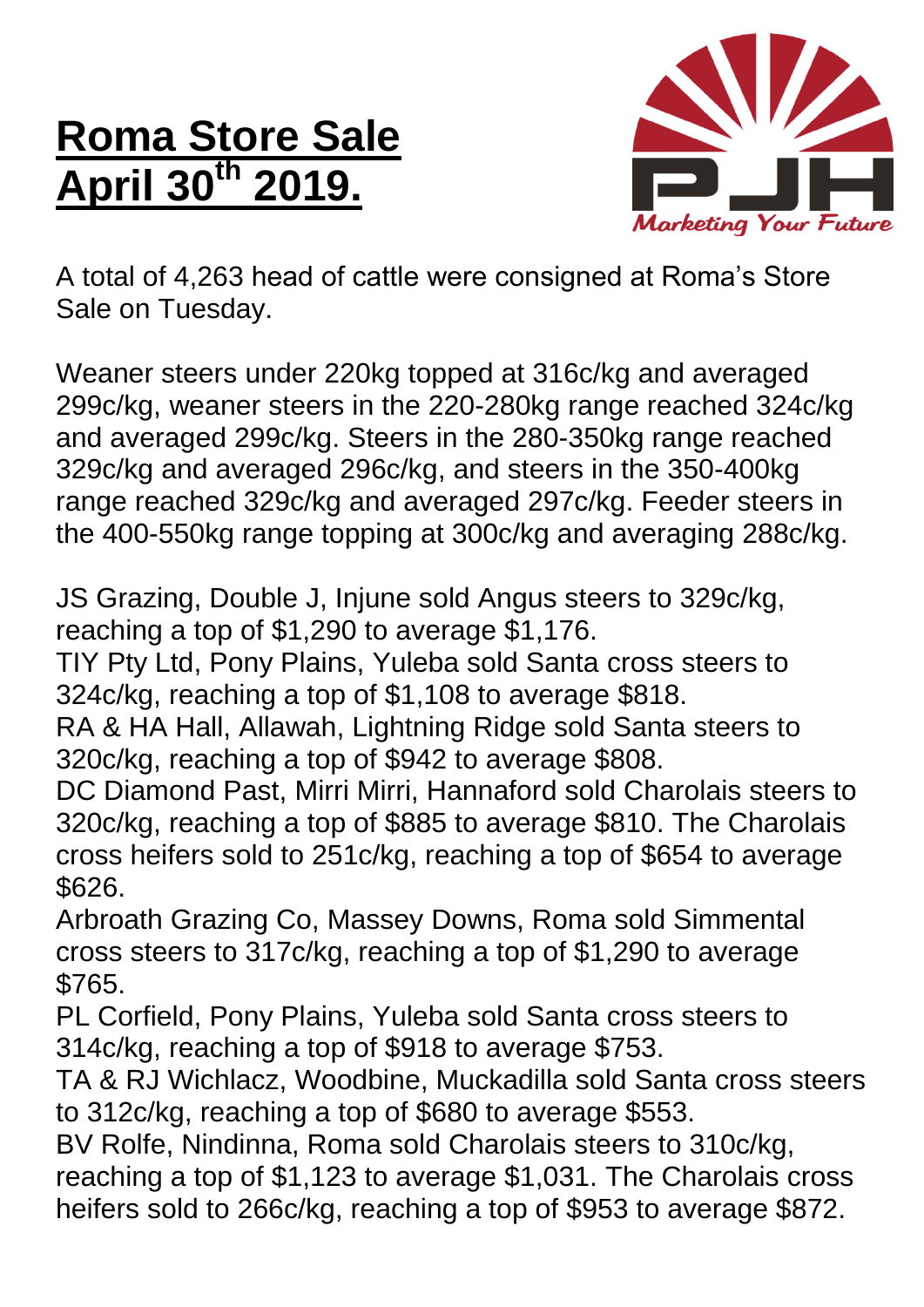# Roma Store Sale April 30th 2019.

Marketing Your Future

A total of 4,263 head of cattle were consigned at Roma's Store Sale on Tuesday.

Weaner steers under 220kg topped at 316c/kg and averaged 299c/kg, weaner steers in the 220-280kg range reached 324c/kg and averaged 299c/kg. Steers in the 280-350kg range reached 329c/kg and averaged 296c/kg, and steers in the 350-400kg range reached 329c/kg and averaged 297c/kg. Feeder steers in the 400-550kg range topping at 300c/kg and averaging 288c/kg.

JS Grazing, Double J, Injune sold Angus steers to 329c/kg, reaching a top of $1,290 to average $1,176.
TIY Pty Ltd, Pony Plains, Yuleba sold Santa cross steers to 324c/kg, reaching a top of $1,108 to average $818.
RA & HA Hall, Allawah, Lightning Ridge sold Santa steers to 320c/kg, reaching a top of $942 to average $808.
DC Diamond Past, Mirri Mirri, Hannaford sold Charolais steers to 320c/kg, reaching a top of $885 to average $810. The Charolais cross heifers sold to 251c/kg, reaching a top of $654 to average $626.
Arbroath Grazing Co, Massey Downs, Roma sold Simmental cross steers to 317c/kg, reaching a top of $1,290 to average $765.
PL Corfield, Pony Plains, Yuleba sold Santa cross steers to 314c/kg, reaching a top of $918 to average $753.
TA & RJ Wichlacz, Woodbine, Muckadilla sold Santa cross steers to 312c/kg, reaching a top of $680 to average $553.
BV Rolfe, Nindinna, Roma sold Charolais steers to 310c/kg, reaching a top of $1,123 to average $1,031. The Charolais cross heifers sold to 266c/kg, reaching a top of $953 to average $872.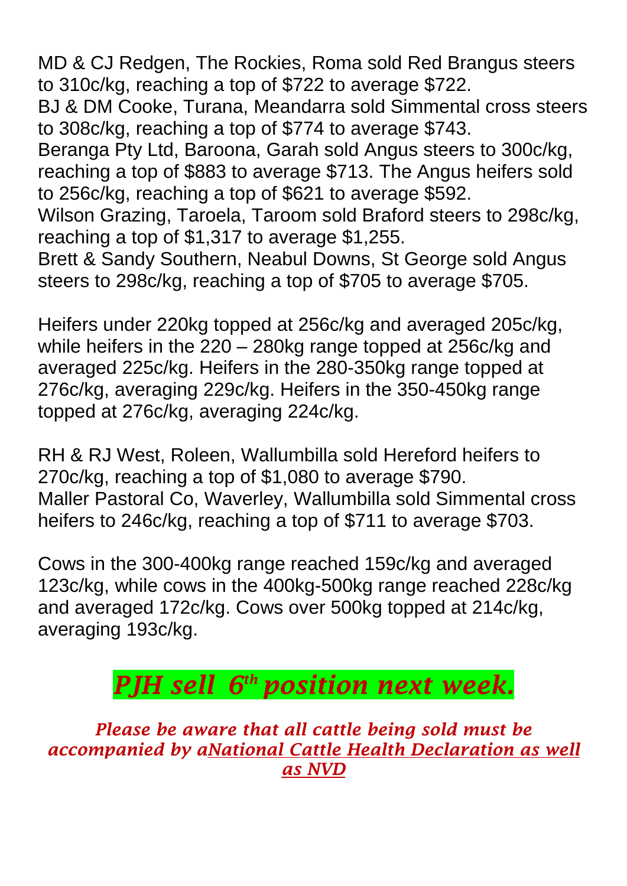MD & CJ Redgen, The Rockies, Roma sold Red Brangus steers to 310c/kg, reaching a top of $722 to average $722.
BJ & DM Cooke, Turana, Meandarra sold Simmental cross steers to 308c/kg, reaching a top of $774 to average $743.
Beranga Pty Ltd, Baroona, Garah sold Angus steers to 300c/kg, reaching a top of $883 to average $713. The Angus heifers sold to 256c/kg, reaching a top of $621 to average $592.
Wilson Grazing, Taroela, Taroom sold Braford steers to 298c/kg, reaching a top of $1,317 to average $1,255.
Brett & Sandy Southern, Neabul Downs, St George sold Angus steers to 298c/kg, reaching a top of $705 to average $705.

Heifers under 220kg topped at 256c/kg and averaged 205c/kg, while heifers in the 220 – 280kg range topped at 256c/kg and averaged 225c/kg. Heifers in the 280-350kg range topped at 276c/kg, averaging 229c/kg. Heifers in the 350-450kg range topped at 276c/kg, averaging 224c/kg.

RH & RJ West, Roleen, Wallumbilla sold Hereford heifers to 270c/kg, reaching a top of $1,080 to average $790.
Maller Pastoral Co, Waverley, Wallumbilla sold Simmental cross heifers to 246c/kg, reaching a top of $711 to average $703.

Cows in the 300-400kg range reached 159c/kg and averaged 123c/kg, while cows in the 400kg-500kg range reached 228c/kg and averaged 172c/kg. Cows over 500kg topped at 214c/kg, averaging 193c/kg.

***PJH sell 6th position next week.***

*Please be aware that all cattle being sold must be accompanied by a National Cattle Health Declaration as well as NVD*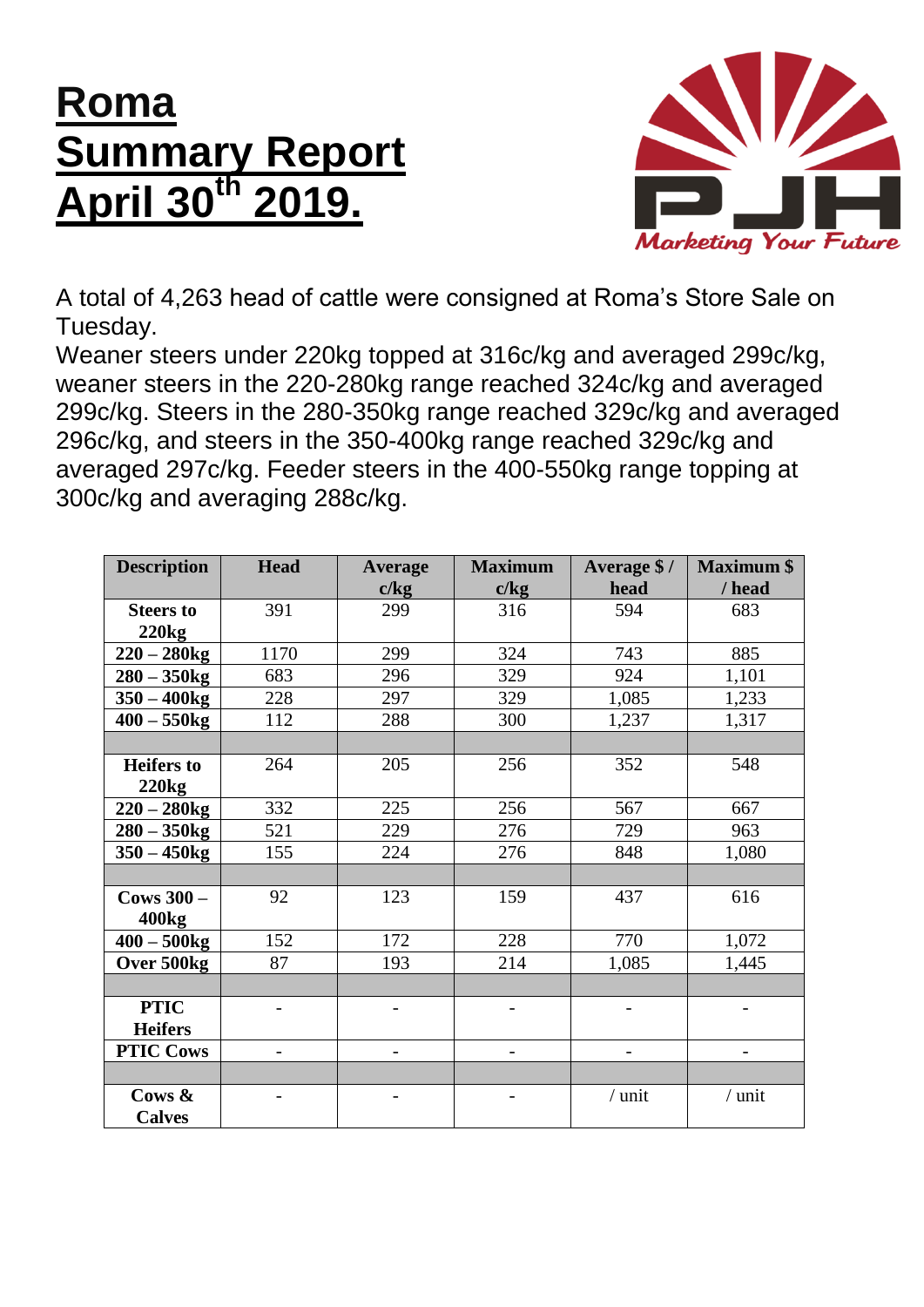# Roma Summary Report April 30th 2019.

Marketing Your Future

A total of 4,263 head of cattle were consigned at Roma's Store Sale on Tuesday.

Weaner steers under 220kg topped at 316c/kg and averaged 299c/kg, weaner steers in the 220-280kg range reached 324c/kg and averaged 299c/kg. Steers in the 280-350kg range reached 329c/kg and averaged 296c/kg, and steers in the 350-400kg range reached 329c/kg and averaged 297c/kg. Feeder steers in the 400-550kg range topping at 300c/kg and averaging 288c/kg.

| Description | Head | Average c/kg | Maximum c/kg | Average $ / head | Maximum $ / head |
|---|---|---|---|---|---|
| **Steers to 220kg** | 391 | 299 | 316 | 594 | 683 |
| **220 – 280kg** | 1170 | 299 | 324 | 743 | 885 |
| **280 – 350kg** | 683 | 296 | 329 | 924 | 1,101 |
| **350 – 400kg** | 228 | 297 | 329 | 1,085 | 1,233 |
| **400 – 550kg** | 112 | 288 | 300 | 1,237 | 1,317 |
| | | | | | |
| **Heifers to 220kg** | 264 | 205 | 256 | 352 | 548 |
| **220 – 280kg** | 332 | 225 | 256 | 567 | 667 |
| **280 – 350kg** | 521 | 229 | 276 | 729 | 963 |
| **350 – 450kg** | 155 | 224 | 276 | 848 | 1,080 |
| | | | | | |
| **Cows 300 – 400kg** | 92 | 123 | 159 | 437 | 616 |
| **400 – 500kg** | 152 | 172 | 228 | 770 | 1,072 |
| **Over 500kg** | 87 | 193 | 214 | 1,085 | 1,445 |
| | | | | | |
| **PTIC Heifers** | - | - | - | - | - |
| **PTIC Cows** | - | - | - | - | - |
| | | | | | |
| **Cows & Calves** | - | - | - | / unit | / unit |